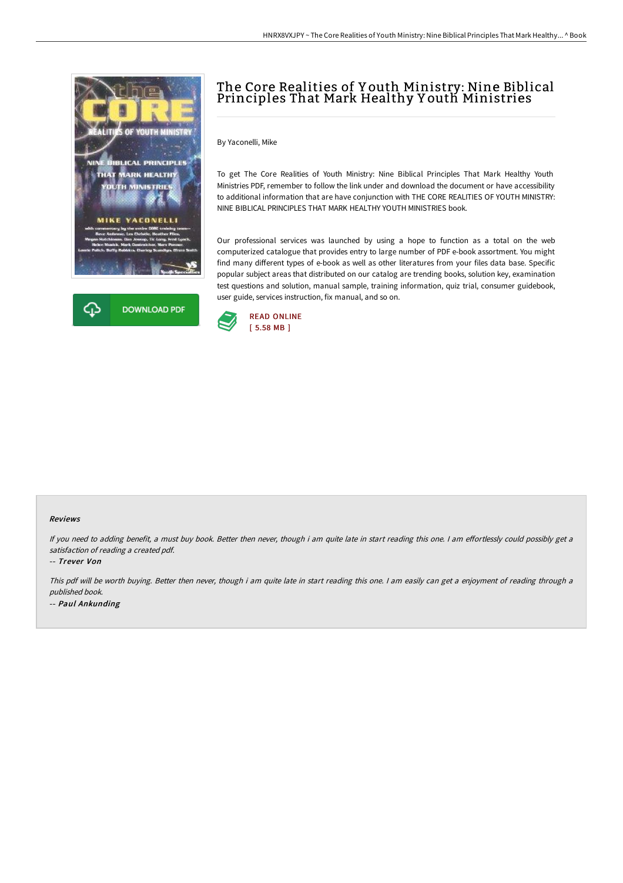# The Core Realities of Youth Ministry: Nine Biblical Principles That Mark Healthy Youth Ministries

By Yaconelli, Mike

To get The Core Realities of Youth Ministry: Nine Biblical Principles That Mark Healthy Youth Ministries PDF, remember to follow the link under and download the document or have accessibility to additional information that are have conjunction with THE CORE REALITIES OF YOUTH MINISTRY: NINE BIBLICAL PRINCIPLES THAT MARK HEALTHY YOUTH MINISTRIES book.

Our professional services was launched by using a hope to function as a total on the web computerized catalogue that provides entry to large number of PDF e-book assortment. You might find many different types of e-book as well as other literatures from your files data base. Specific popular subject areas that distributed on our catalog are trending books, solution key, examination test questions and solution, manual sample, training information, quiz trial, consumer guidebook, user guide, services instruction, fix manual, and so on.

DOWNLOAD PDF

READ ONLINE
[ 5.58 MB ]

## Reviews

*If you need to adding benefit, a must buy book. Better then never, though i am quite late in start reading this one. I am effortlessly could possibly get a satisfaction of reading a created pdf.*

-- *Trever Von*

*This pdf will be worth buying. Better then never, though i am quite late in start reading this one. I am easily can get a enjoyment of reading through a published book.*

-- *Paul Ankunding*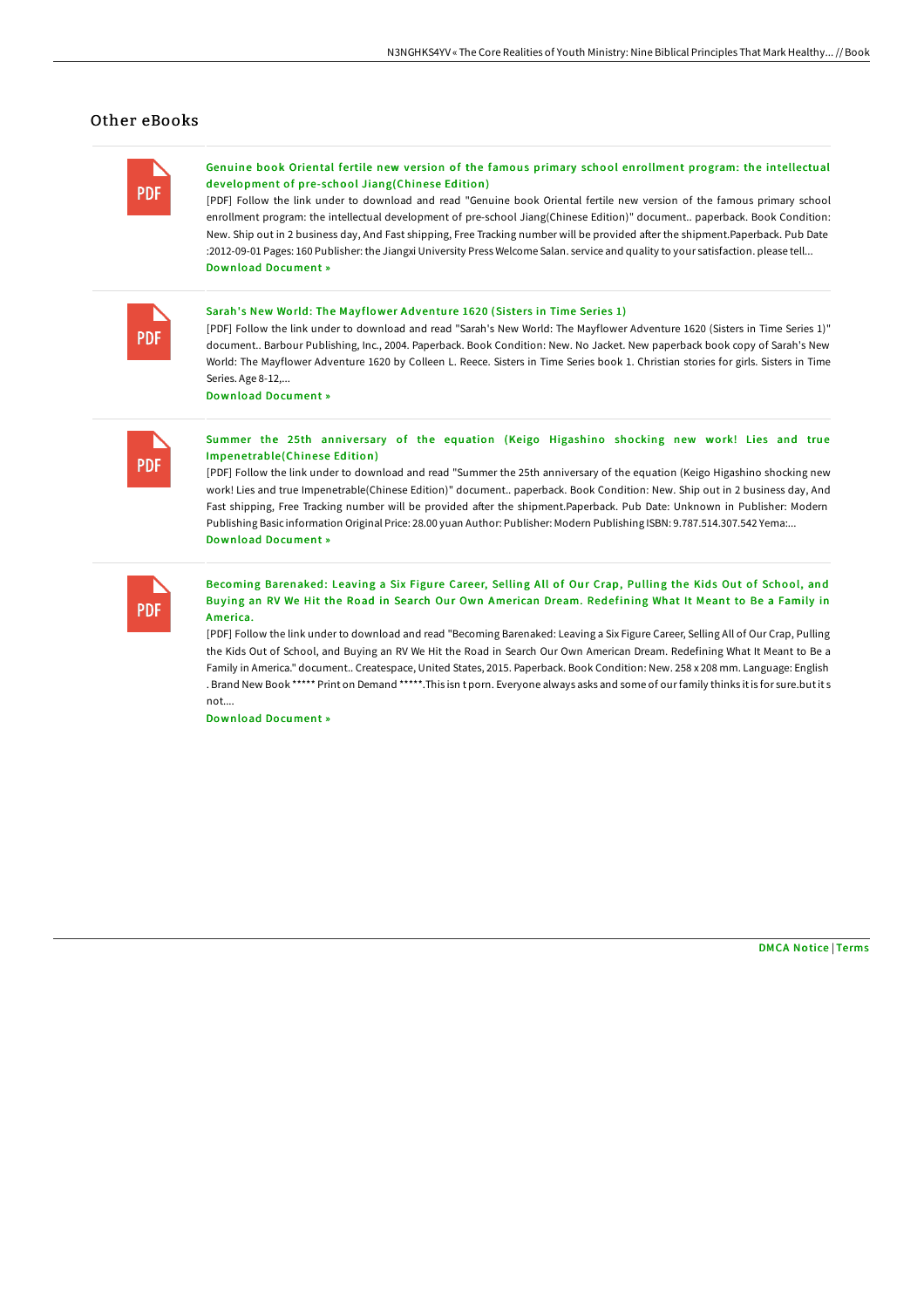## Other eBooks

**Genuine book Oriental fertile new version of the famous primary school enrollment program: the intellectual development of pre-school Jiang(Chinese Edition)**

[PDF] Follow the link under to download and read "Genuine book Oriental fertile new version of the famous primary school enrollment program: the intellectual development of pre-school Jiang(Chinese Edition)" document.. paperback. Book Condition: New. Ship out in 2 business day, And Fast shipping, Free Tracking number will be provided after the shipment.Paperback. Pub Date :2012-09-01 Pages: 160 Publisher: the Jiangxi University Press Welcome Salan. service and quality to your satisfaction. please tell...

Download Document »

**Sarah's New World: The Mayflower Adventure 1620 (Sisters in Time Series 1)**

[PDF] Follow the link under to download and read "Sarah's New World: The Mayflower Adventure 1620 (Sisters in Time Series 1)" document.. Barbour Publishing, Inc., 2004. Paperback. Book Condition: New. No Jacket. New paperback book copy of Sarah's New World: The Mayflower Adventure 1620 by Colleen L. Reece. Sisters in Time Series book 1. Christian stories for girls. Sisters in Time Series. Age 8-12,...

Download Document »

**Summer the 25th anniversary of the equation (Keigo Higashino shocking new work! Lies and true Impenetrable(Chinese Edition)**

[PDF] Follow the link under to download and read "Summer the 25th anniversary of the equation (Keigo Higashino shocking new work! Lies and true Impenetrable(Chinese Edition)" document.. paperback. Book Condition: New. Ship out in 2 business day, And Fast shipping, Free Tracking number will be provided after the shipment.Paperback. Pub Date: Unknown in Publisher: Modern Publishing Basic information Original Price: 28.00 yuan Author: Publisher: Modern Publishing ISBN: 9.787.514.307.542 Yema:...

Download Document »

**Becoming Barenaked: Leaving a Six Figure Career, Selling All of Our Crap, Pulling the Kids Out of School, and Buying an RV We Hit the Road in Search Our Own American Dream. Redefining What It Meant to Be a Family in America.**

[PDF] Follow the link under to download and read "Becoming Barenaked: Leaving a Six Figure Career, Selling All of Our Crap, Pulling the Kids Out of School, and Buying an RV We Hit the Road in Search Our Own American Dream. Redefining What It Meant to Be a Family in America." document.. Createspace, United States, 2015. Paperback. Book Condition: New. 258 x 208 mm. Language: English . Brand New Book ***** Print on Demand *****.This isn t porn. Everyone always asks and some of our family thinks it is for sure.but it s not....

Download Document »